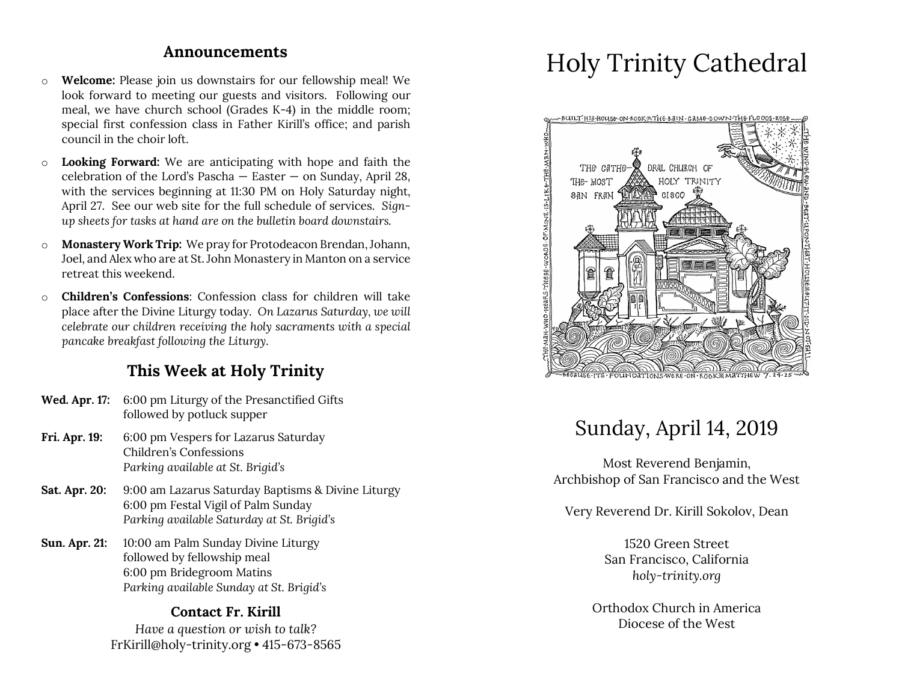## Announcements

- **Welcome:** Please join us downstairs for our fellowship meal! We look forward to meeting our guests and visitors. Following our meal, we have church school (Grades K-4) in the middle room; special first confession class in Father Kirill's office; and parish council in the choir loft.
- **Looking Forward:** We are anticipating with hope and faith the celebration of the Lord's Pascha — Easter — on Sunday, April 28, with the services beginning at 11:30 PM on Holy Saturday night, April 27. See our web site for the full schedule of services. *Sign-up sheets for tasks at hand are on the bulletin board downstairs.*
- **Monastery Work Trip:** We pray for Protodeacon Brendan, Johann, Joel, and Alex who are at St. John Monastery in Manton on a service retreat this weekend.
- **Children's Confessions**: Confession class for children will take place after the Divine Liturgy today. *On Lazarus Saturday, we will celebrate our children receiving the holy sacraments with a special pancake breakfast following the Liturgy.*

## This Week at Holy Trinity

**Wed. Apr. 17:** 6:00 pm Liturgy of the Presanctified Gifts
followed by potluck supper

**Fri. Apr. 19:** 6:00 pm Vespers for Lazarus Saturday
Children's Confessions
*Parking available at St. Brigid's*

**Sat. Apr. 20:** 9:00 am Lazarus Saturday Baptisms & Divine Liturgy
6:00 pm Festal Vigil of Palm Sunday
*Parking available Saturday at St. Brigid's*

**Sun. Apr. 21:** 10:00 am Palm Sunday Divine Liturgy
followed by fellowship meal
6:00 pm Bridegroom Matins
*Parking available Sunday at St. Brigid's*

### Contact Fr. Kirill

*Have a question or wish to talk?*
FrKirill@holy-trinity.org • 415-673-8565

# Holy Trinity Cathedral

BUILT HIS HOUSE ON ROCK & THE RAIN CAME DOWN THE FLOODS ROSE THE WIND BLEW AND BEAT UPON THAT HOUSE & BUT IT DID NOT FALL BECAUSE ITS FOUNDATIONS WERE ON ROCK & MATTHEW 7. 24-25 THE MAN WHO HEARS THESE WORDS OF MINE IS LIKE THE MAN WHO

THE CATHEDRAL CHURCH OF THE MOST HOLY TRINITY SAN FRANCISCO

## Sunday, April 14, 2019

Most Reverend Benjamin,
Archbishop of San Francisco and the West

Very Reverend Dr. Kirill Sokolov, Dean

1520 Green Street
San Francisco, California
*holy-trinity.org*

Orthodox Church in America
Diocese of the West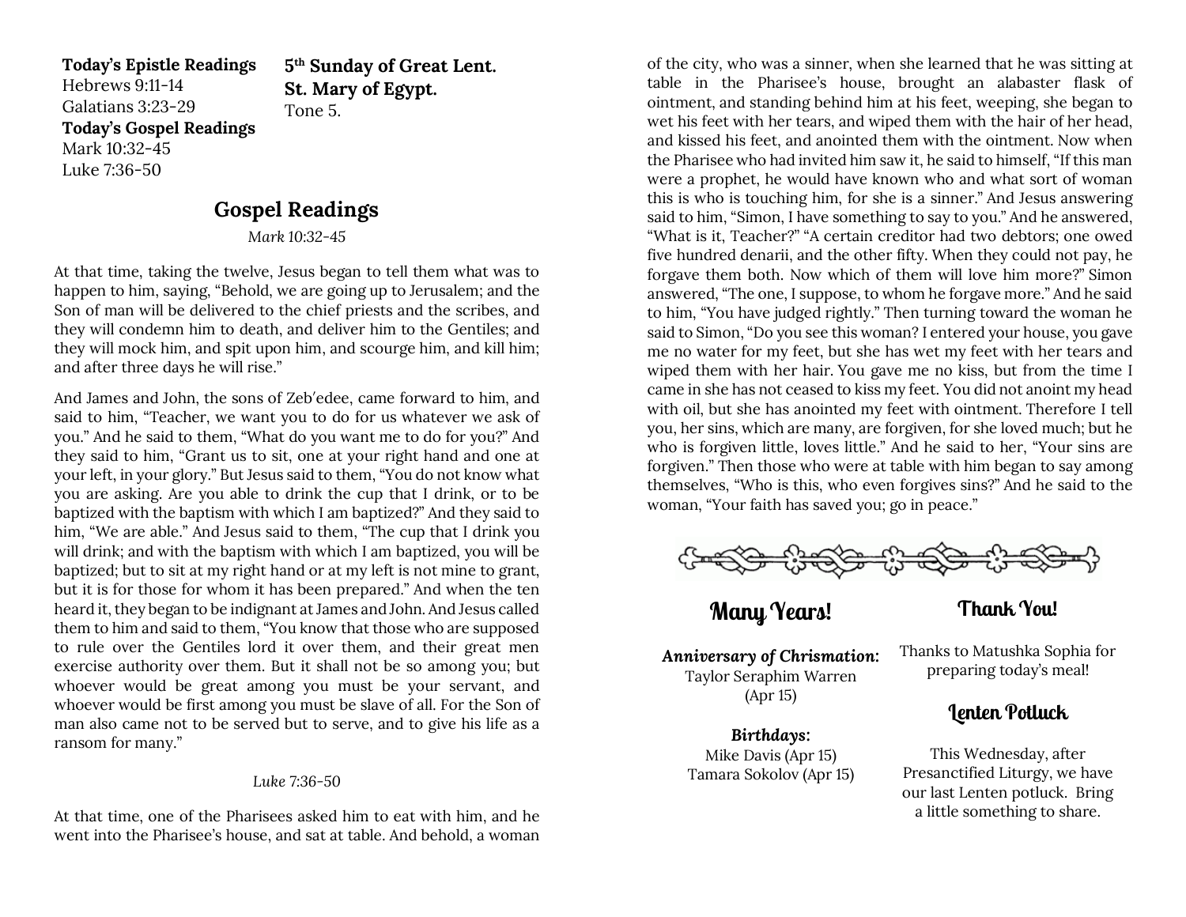**Today's Epistle Readings**
Hebrews 9:11-14
Galatians 3:23-29
**Today's Gospel Readings**
Mark 10:32-45
Luke 7:36-50

**5th Sunday of Great Lent.**
**St. Mary of Egypt.**
Tone 5.

## Gospel Readings

*Mark 10:32-45*

At that time, taking the twelve, Jesus began to tell them what was to happen to him, saying, "Behold, we are going up to Jerusalem; and the Son of man will be delivered to the chief priests and the scribes, and they will condemn him to death, and deliver him to the Gentiles; and they will mock him, and spit upon him, and scourge him, and kill him; and after three days he will rise."

And James and John, the sons of Zeb'edee, came forward to him, and said to him, "Teacher, we want you to do for us whatever we ask of you." And he said to them, "What do you want me to do for you?" And they said to him, "Grant us to sit, one at your right hand and one at your left, in your glory." But Jesus said to them, "You do not know what you are asking. Are you able to drink the cup that I drink, or to be baptized with the baptism with which I am baptized?" And they said to him, "We are able." And Jesus said to them, "The cup that I drink you will drink; and with the baptism with which I am baptized, you will be baptized; but to sit at my right hand or at my left is not mine to grant, but it is for those for whom it has been prepared." And when the ten heard it, they began to be indignant at James and John. And Jesus called them to him and said to them, "You know that those who are supposed to rule over the Gentiles lord it over them, and their great men exercise authority over them. But it shall not be so among you; but whoever would be great among you must be your servant, and whoever would be first among you must be slave of all. For the Son of man also came not to be served but to serve, and to give his life as a ransom for many."

*Luke 7:36-50*

At that time, one of the Pharisees asked him to eat with him, and he went into the Pharisee's house, and sat at table. And behold, a woman of the city, who was a sinner, when she learned that he was sitting at table in the Pharisee's house, brought an alabaster flask of ointment, and standing behind him at his feet, weeping, she began to wet his feet with her tears, and wiped them with the hair of her head, and kissed his feet, and anointed them with the ointment. Now when the Pharisee who had invited him saw it, he said to himself, "If this man were a prophet, he would have known who and what sort of woman this is who is touching him, for she is a sinner." And Jesus answering said to him, "Simon, I have something to say to you." And he answered, "What is it, Teacher?" "A certain creditor had two debtors; one owed five hundred denarii, and the other fifty. When they could not pay, he forgave them both. Now which of them will love him more?" Simon answered, "The one, I suppose, to whom he forgave more." And he said to him, "You have judged rightly." Then turning toward the woman he said to Simon, "Do you see this woman? I entered your house, you gave me no water for my feet, but she has wet my feet with her tears and wiped them with her hair. You gave me no kiss, but from the time I came in she has not ceased to kiss my feet. You did not anoint my head with oil, but she has anointed my feet with ointment. Therefore I tell you, her sins, which are many, are forgiven, for she loved much; but he who is forgiven little, loves little." And he said to her, "Your sins are forgiven." Then those who were at table with him began to say among themselves, "Who is this, who even forgives sins?" And he said to the woman, "Your faith has saved you; go in peace."

## Many Years!

***Anniversary of Chrismation:***
Taylor Seraphim Warren
(Apr 15)

***Birthdays:***
Mike Davis (Apr 15)
Tamara Sokolov (Apr 15)

## Thank You!

Thanks to Matushka Sophia for preparing today's meal!

## Lenten Potluck

This Wednesday, after Presanctified Liturgy, we have our last Lenten potluck. Bring a little something to share.